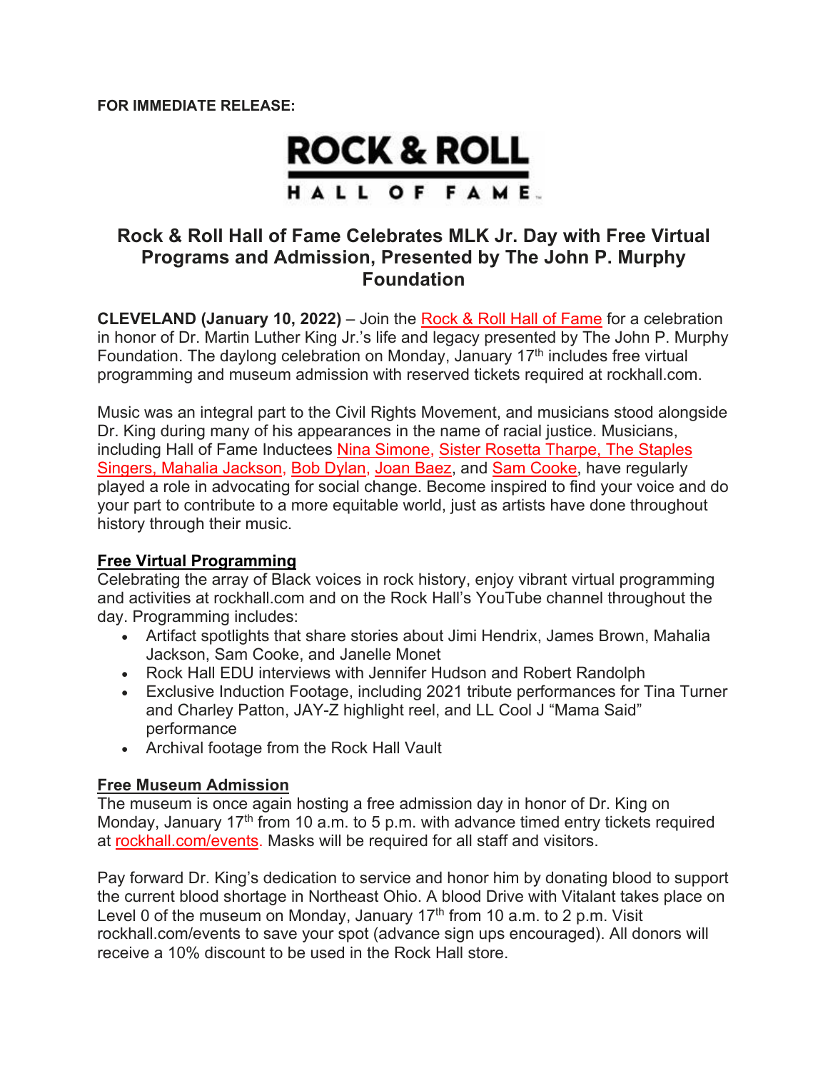**FOR IMMEDIATE RELEASE:**

ROCK & ROLL HALL OF FAME

# Rock & Roll Hall of Fame Celebrates MLK Jr. Day with Free Virtual Programs and Admission, Presented by The John P. Murphy Foundation

**CLEVELAND (January 10, 2022)** – Join the Rock & Roll Hall of Fame for a celebration in honor of Dr. Martin Luther King Jr.'s life and legacy presented by The John P. Murphy Foundation. The daylong celebration on Monday, January 17th includes free virtual programming and museum admission with reserved tickets required at rockhall.com.

Music was an integral part to the Civil Rights Movement, and musicians stood alongside Dr. King during many of his appearances in the name of racial justice. Musicians, including Hall of Fame Inductees Nina Simone, Sister Rosetta Tharpe, The Staples Singers, Mahalia Jackson, Bob Dylan, Joan Baez, and Sam Cooke, have regularly played a role in advocating for social change. Become inspired to find your voice and do your part to contribute to a more equitable world, just as artists have done throughout history through their music.

**Free Virtual Programming**

Celebrating the array of Black voices in rock history, enjoy vibrant virtual programming and activities at rockhall.com and on the Rock Hall's YouTube channel throughout the day. Programming includes:

- Artifact spotlights that share stories about Jimi Hendrix, James Brown, Mahalia Jackson, Sam Cooke, and Janelle Monet
- Rock Hall EDU interviews with Jennifer Hudson and Robert Randolph
- Exclusive Induction Footage, including 2021 tribute performances for Tina Turner and Charley Patton, JAY-Z highlight reel, and LL Cool J "Mama Said" performance
- Archival footage from the Rock Hall Vault

**Free Museum Admission**

The museum is once again hosting a free admission day in honor of Dr. King on Monday, January 17th from 10 a.m. to 5 p.m. with advance timed entry tickets required at rockhall.com/events. Masks will be required for all staff and visitors.

Pay forward Dr. King's dedication to service and honor him by donating blood to support the current blood shortage in Northeast Ohio. A blood Drive with Vitalant takes place on Level 0 of the museum on Monday, January 17th from 10 a.m. to 2 p.m. Visit rockhall.com/events to save your spot (advance sign ups encouraged). All donors will receive a 10% discount to be used in the Rock Hall store.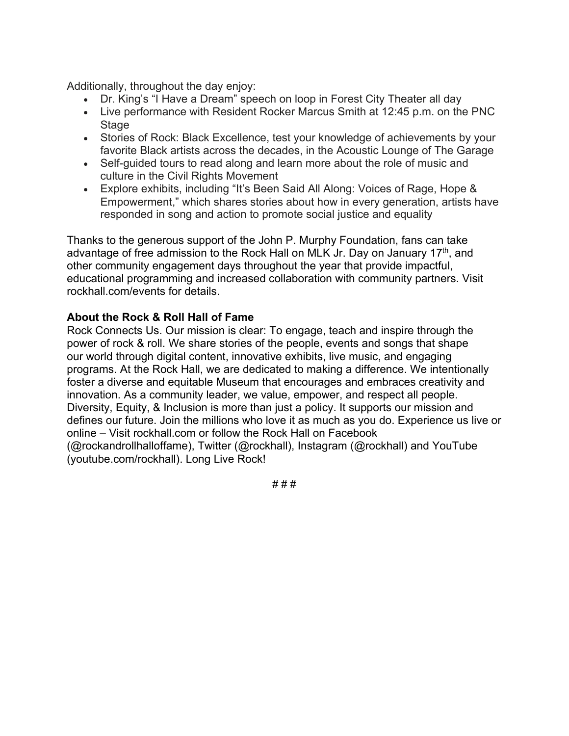Additionally, throughout the day enjoy:

- Dr. King's "I Have a Dream" speech on loop in Forest City Theater all day
- Live performance with Resident Rocker Marcus Smith at 12:45 p.m. on the PNC Stage
- Stories of Rock: Black Excellence, test your knowledge of achievements by your favorite Black artists across the decades, in the Acoustic Lounge of The Garage
- Self-guided tours to read along and learn more about the role of music and culture in the Civil Rights Movement
- Explore exhibits, including "It's Been Said All Along: Voices of Rage, Hope & Empowerment," which shares stories about how in every generation, artists have responded in song and action to promote social justice and equality

Thanks to the generous support of the John P. Murphy Foundation, fans can take advantage of free admission to the Rock Hall on MLK Jr. Day on January 17th, and other community engagement days throughout the year that provide impactful, educational programming and increased collaboration with community partners. Visit rockhall.com/events for details.

**About the Rock & Roll Hall of Fame**

Rock Connects Us. Our mission is clear: To engage, teach and inspire through the power of rock & roll. We share stories of the people, events and songs that shape our world through digital content, innovative exhibits, live music, and engaging programs. At the Rock Hall, we are dedicated to making a difference. We intentionally foster a diverse and equitable Museum that encourages and embraces creativity and innovation. As a community leader, we value, empower, and respect all people. Diversity, Equity, & Inclusion is more than just a policy. It supports our mission and defines our future. Join the millions who love it as much as you do. Experience us live or online – Visit rockhall.com or follow the Rock Hall on Facebook (@rockandrollhalloffame), Twitter (@rockhall), Instagram (@rockhall) and YouTube (youtube.com/rockhall). Long Live Rock!

# # #